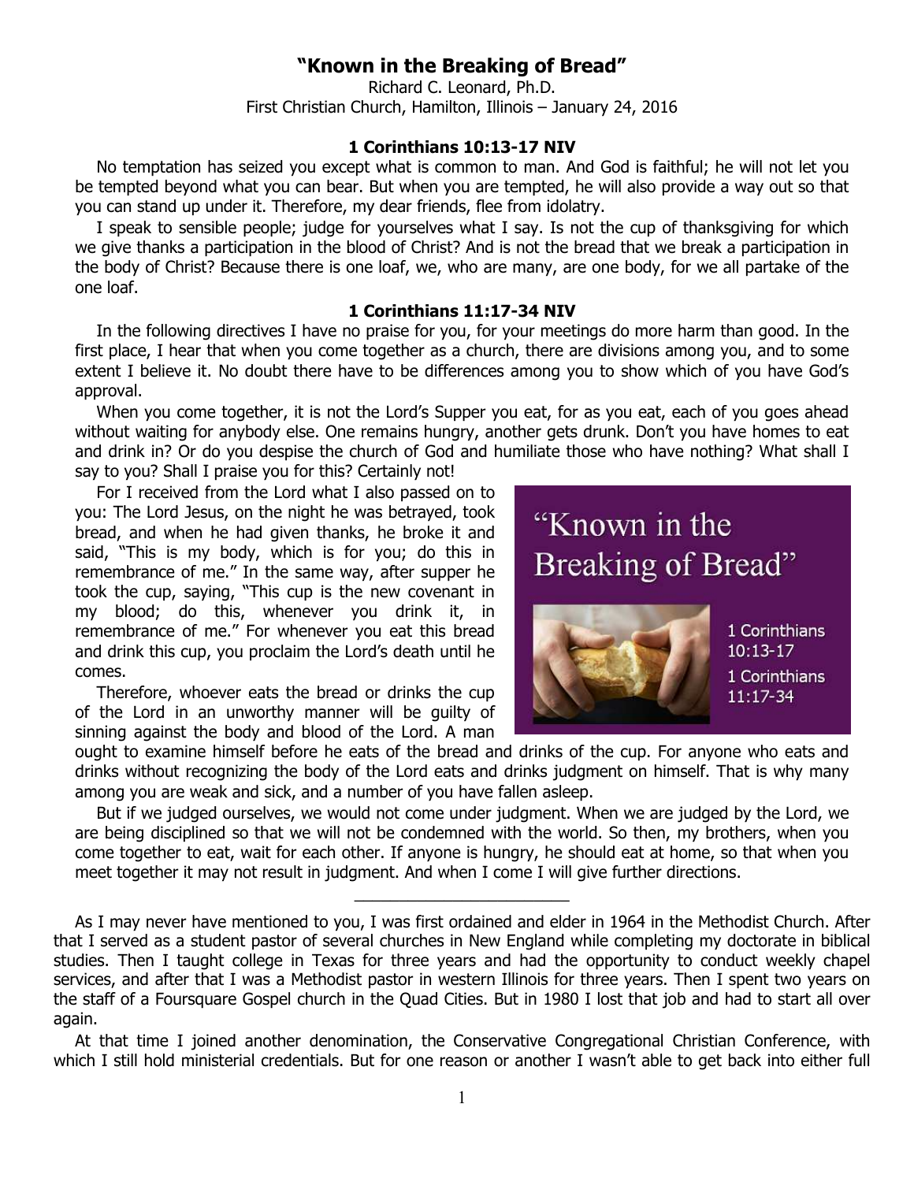# "Known in the Breaking of Bread"

Richard C. Leonard, Ph.D.
First Christian Church, Hamilton, Illinois – January 24, 2016

### 1 Corinthians 10:13-17 NIV

No temptation has seized you except what is common to man. And God is faithful; he will not let you be tempted beyond what you can bear. But when you are tempted, he will also provide a way out so that you can stand up under it. Therefore, my dear friends, flee from idolatry.

I speak to sensible people; judge for yourselves what I say. Is not the cup of thanksgiving for which we give thanks a participation in the blood of Christ? And is not the bread that we break a participation in the body of Christ? Because there is one loaf, we, who are many, are one body, for we all partake of the one loaf.

### 1 Corinthians 11:17-34 NIV

In the following directives I have no praise for you, for your meetings do more harm than good. In the first place, I hear that when you come together as a church, there are divisions among you, and to some extent I believe it. No doubt there have to be differences among you to show which of you have God's approval.

When you come together, it is not the Lord's Supper you eat, for as you eat, each of you goes ahead without waiting for anybody else. One remains hungry, another gets drunk. Don't you have homes to eat and drink in? Or do you despise the church of God and humiliate those who have nothing? What shall I say to you? Shall I praise you for this? Certainly not!

For I received from the Lord what I also passed on to you: The Lord Jesus, on the night he was betrayed, took bread, and when he had given thanks, he broke it and said, "This is my body, which is for you; do this in remembrance of me." In the same way, after supper he took the cup, saying, "This cup is the new covenant in my blood; do this, whenever you drink it, in remembrance of me." For whenever you eat this bread and drink this cup, you proclaim the Lord's death until he comes.

"Known in the Breaking of Bread"

1 Corinthians 10:13-17
1 Corinthians 11:17-34

Therefore, whoever eats the bread or drinks the cup of the Lord in an unworthy manner will be guilty of sinning against the body and blood of the Lord. A man ought to examine himself before he eats of the bread and drinks of the cup. For anyone who eats and drinks without recognizing the body of the Lord eats and drinks judgment on himself. That is why many among you are weak and sick, and a number of you have fallen asleep.

But if we judged ourselves, we would not come under judgment. When we are judged by the Lord, we are being disciplined so that we will not be condemned with the world. So then, my brothers, when you come together to eat, wait for each other. If anyone is hungry, he should eat at home, so that when you meet together it may not result in judgment. And when I come I will give further directions.

---

As I may never have mentioned to you, I was first ordained and elder in 1964 in the Methodist Church. After that I served as a student pastor of several churches in New England while completing my doctorate in biblical studies. Then I taught college in Texas for three years and had the opportunity to conduct weekly chapel services, and after that I was a Methodist pastor in western Illinois for three years. Then I spent two years on the staff of a Foursquare Gospel church in the Quad Cities. But in 1980 I lost that job and had to start all over again.

At that time I joined another denomination, the Conservative Congregational Christian Conference, with which I still hold ministerial credentials. But for one reason or another I wasn't able to get back into either full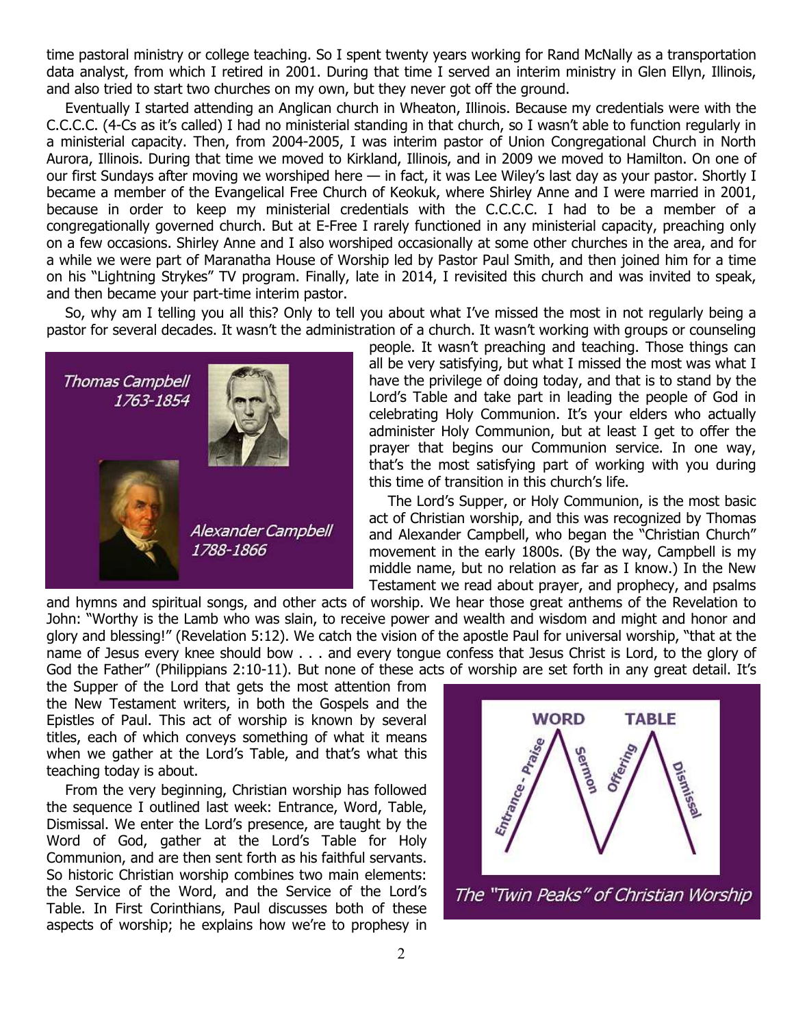time pastoral ministry or college teaching. So I spent twenty years working for Rand McNally as a transportation data analyst, from which I retired in 2001. During that time I served an interim ministry in Glen Ellyn, Illinois, and also tried to start two churches on my own, but they never got off the ground.

Eventually I started attending an Anglican church in Wheaton, Illinois. Because my credentials were with the C.C.C.C. (4-Cs as it's called) I had no ministerial standing in that church, so I wasn't able to function regularly in a ministerial capacity. Then, from 2004-2005, I was interim pastor of Union Congregational Church in North Aurora, Illinois. During that time we moved to Kirkland, Illinois, and in 2009 we moved to Hamilton. On one of our first Sundays after moving we worshiped here — in fact, it was Lee Wiley's last day as your pastor. Shortly I became a member of the Evangelical Free Church of Keokuk, where Shirley Anne and I were married in 2001, because in order to keep my ministerial credentials with the C.C.C.C. I had to be a member of a congregationally governed church. But at E-Free I rarely functioned in any ministerial capacity, preaching only on a few occasions. Shirley Anne and I also worshiped occasionally at some other churches in the area, and for a while we were part of Maranatha House of Worship led by Pastor Paul Smith, and then joined him for a time on his "Lightning Strykes" TV program. Finally, late in 2014, I revisited this church and was invited to speak, and then became your part-time interim pastor.

So, why am I telling you all this? Only to tell you about what I've missed the most in not regularly being a pastor for several decades. It wasn't the administration of a church. It wasn't working with groups or counseling people. It wasn't preaching and teaching. Those things can all be very satisfying, but what I missed the most was what I have the privilege of doing today, and that is to stand by the Lord's Table and take part in leading the people of God in celebrating Holy Communion. It's your elders who actually administer Holy Communion, but at least I get to offer the prayer that begins our Communion service. In one way, that's the most satisfying part of working with you during this time of transition in this church's life.

Thomas Campbell 1763-1854

Alexander Campbell 1788-1866

The Lord's Supper, or Holy Communion, is the most basic act of Christian worship, and this was recognized by Thomas and Alexander Campbell, who began the "Christian Church" movement in the early 1800s. (By the way, Campbell is my middle name, but no relation as far as I know.) In the New Testament we read about prayer, and prophecy, and psalms and hymns and spiritual songs, and other acts of worship. We hear those great anthems of the Revelation to John: "Worthy is the Lamb who was slain, to receive power and wealth and wisdom and might and honor and glory and blessing!" (Revelation 5:12). We catch the vision of the apostle Paul for universal worship, "that at the name of Jesus every knee should bow . . . and every tongue confess that Jesus Christ is Lord, to the glory of God the Father" (Philippians 2:10-11). But none of these acts of worship are set forth in any great detail. It's the Supper of the Lord that gets the most attention from the New Testament writers, in both the Gospels and the Epistles of Paul. This act of worship is known by several titles, each of which conveys something of what it means when we gather at the Lord's Table, and that's what this teaching today is about.

From the very beginning, Christian worship has followed the sequence I outlined last week: Entrance, Word, Table, Dismissal. We enter the Lord's presence, are taught by the Word of God, gather at the Lord's Table for Holy Communion, and are then sent forth as his faithful servants. So historic Christian worship combines two main elements: the Service of the Word, and the Service of the Lord's Table. In First Corinthians, Paul discusses both of these aspects of worship; he explains how we're to prophesy in

WORD — TABLE

Entrance - Praise · Sermon · Offering · Dismissal

The "Twin Peaks" of Christian Worship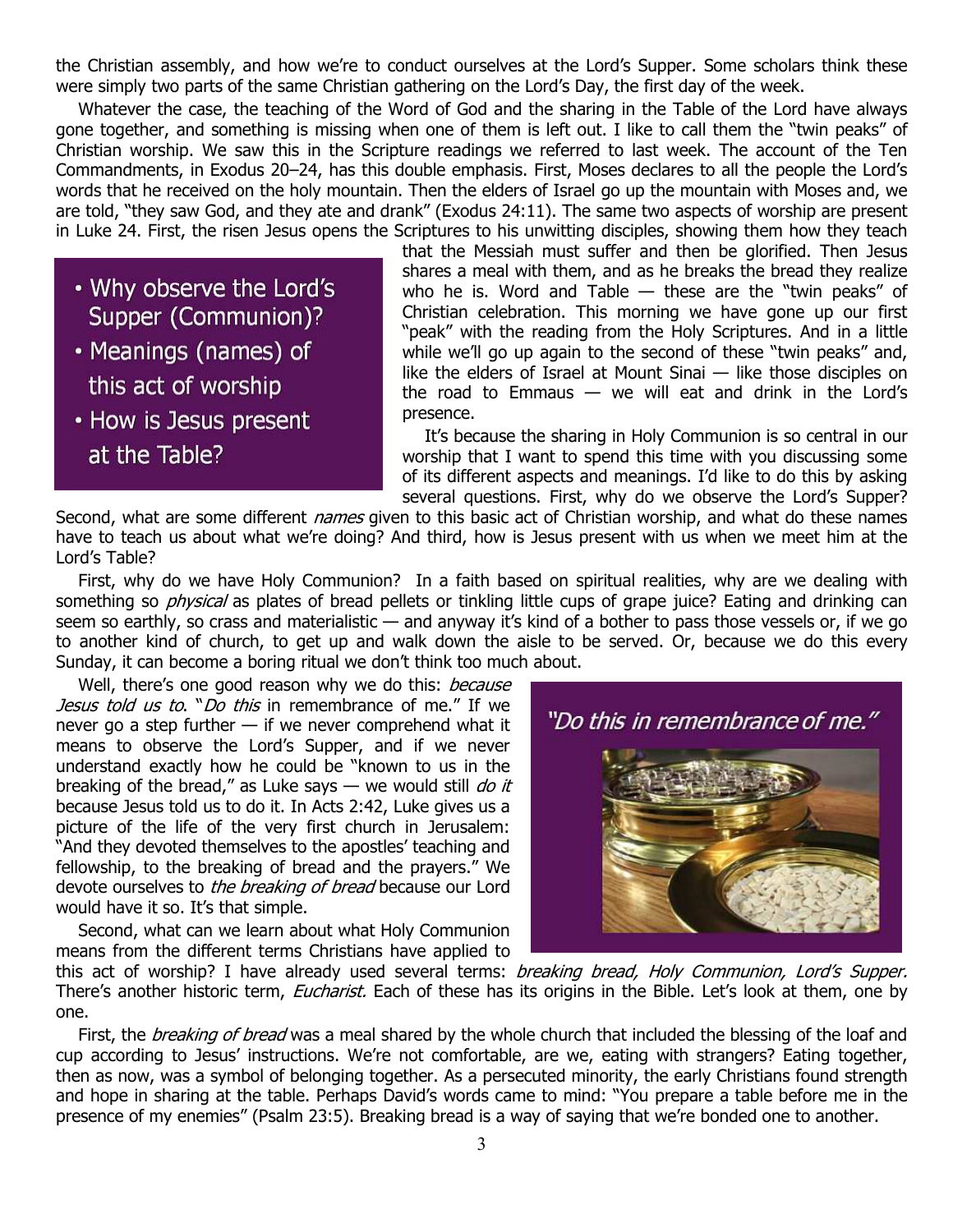the Christian assembly, and how we're to conduct ourselves at the Lord's Supper. Some scholars think these were simply two parts of the same Christian gathering on the Lord's Day, the first day of the week.

Whatever the case, the teaching of the Word of God and the sharing in the Table of the Lord have always gone together, and something is missing when one of them is left out. I like to call them the "twin peaks" of Christian worship. We saw this in the Scripture readings we referred to last week. The account of the Ten Commandments, in Exodus 20–24, has this double emphasis. First, Moses declares to all the people the Lord's words that he received on the holy mountain. Then the elders of Israel go up the mountain with Moses and, we are told, "they saw God, and they ate and drank" (Exodus 24:11). The same two aspects of worship are present in Luke 24. First, the risen Jesus opens the Scriptures to his unwitting disciples, showing them how they teach that the Messiah must suffer and then be glorified. Then Jesus shares a meal with them, and as he breaks the bread they realize who he is. Word and Table — these are the "twin peaks" of Christian celebration. This morning we have gone up our first "peak" with the reading from the Holy Scriptures. And in a little while we'll go up again to the second of these "twin peaks" and, like the elders of Israel at Mount Sinai — like those disciples on the road to Emmaus — we will eat and drink in the Lord's presence.

- Why observe the Lord's Supper (Communion)?
- Meanings (names) of this act of worship
- How is Jesus present at the Table?

It's because the sharing in Holy Communion is so central in our worship that I want to spend this time with you discussing some of its different aspects and meanings. I'd like to do this by asking several questions. First, why do we observe the Lord's Supper? Second, what are some different *names* given to this basic act of Christian worship, and what do these names have to teach us about what we're doing? And third, how is Jesus present with us when we meet him at the Lord's Table?

First, why do we have Holy Communion? In a faith based on spiritual realities, why are we dealing with something so *physical* as plates of bread pellets or tinkling little cups of grape juice? Eating and drinking can seem so earthly, so crass and materialistic — and anyway it's kind of a bother to pass those vessels or, if we go to another kind of church, to get up and walk down the aisle to be served. Or, because we do this every Sunday, it can become a boring ritual we don't think too much about.

Well, there's one good reason why we do this: *because Jesus told us to*. "*Do this* in remembrance of me." If we never go a step further — if we never comprehend what it means to observe the Lord's Supper, and if we never understand exactly how he could be "known to us in the breaking of the bread," as Luke says — we would still *do it* because Jesus told us to do it. In Acts 2:42, Luke gives us a picture of the life of the very first church in Jerusalem: "And they devoted themselves to the apostles' teaching and fellowship, to the breaking of bread and the prayers." We devote ourselves to *the breaking of bread* because our Lord would have it so. It's that simple.

*"Do this in remembrance of me."*

Second, what can we learn about what Holy Communion means from the different terms Christians have applied to this act of worship? I have already used several terms: *breaking bread, Holy Communion, Lord's Supper.* There's another historic term, *Eucharist.* Each of these has its origins in the Bible. Let's look at them, one by one.

First, the *breaking of bread* was a meal shared by the whole church that included the blessing of the loaf and cup according to Jesus' instructions. We're not comfortable, are we, eating with strangers? Eating together, then as now, was a symbol of belonging together. As a persecuted minority, the early Christians found strength and hope in sharing at the table. Perhaps David's words came to mind: "You prepare a table before me in the presence of my enemies" (Psalm 23:5). Breaking bread is a way of saying that we're bonded one to another.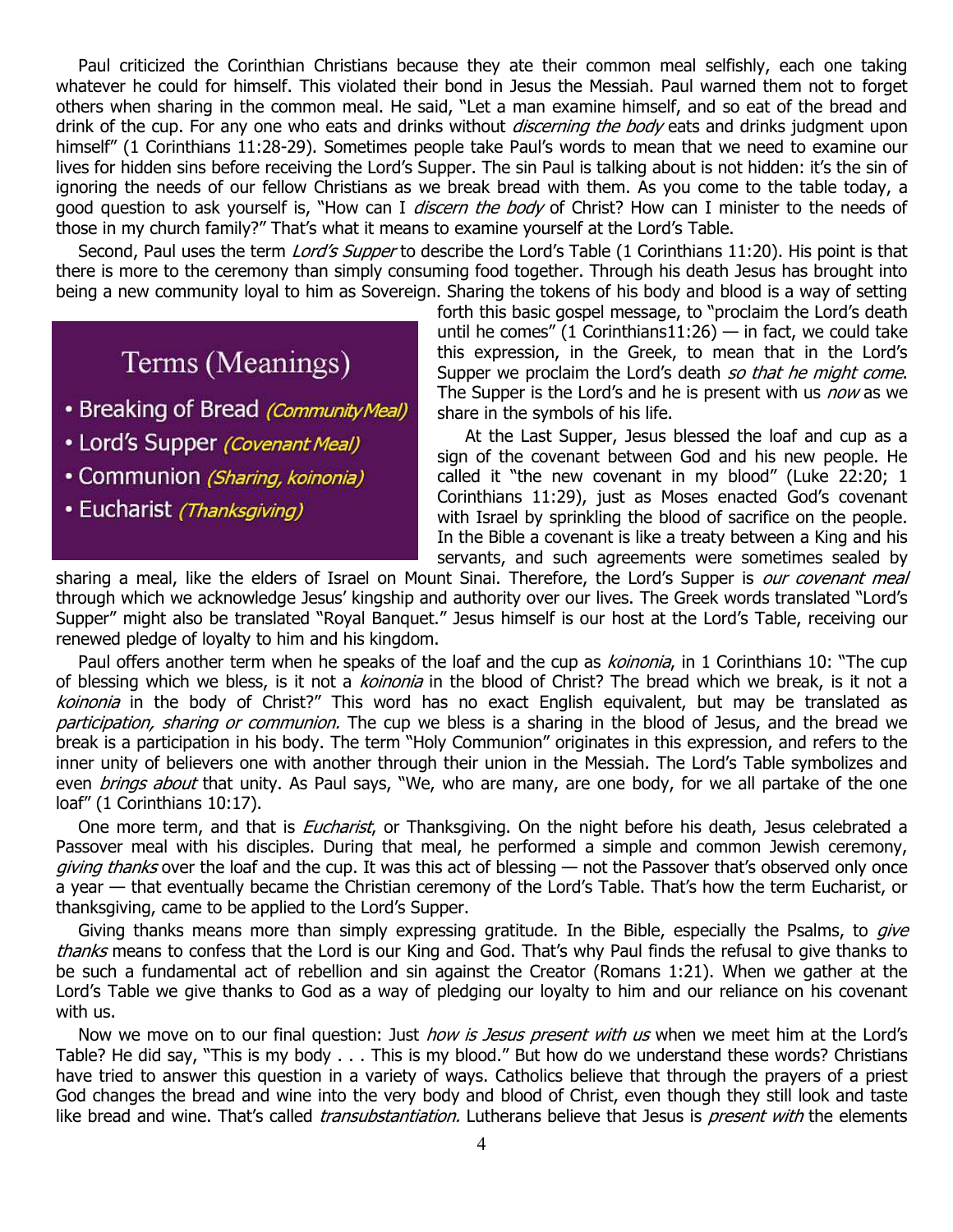Paul criticized the Corinthian Christians because they ate their common meal selfishly, each one taking whatever he could for himself. This violated their bond in Jesus the Messiah. Paul warned them not to forget others when sharing in the common meal. He said, "Let a man examine himself, and so eat of the bread and drink of the cup. For any one who eats and drinks without *discerning the body* eats and drinks judgment upon himself" (1 Corinthians 11:28-29). Sometimes people take Paul's words to mean that we need to examine our lives for hidden sins before receiving the Lord's Supper. The sin Paul is talking about is not hidden: it's the sin of ignoring the needs of our fellow Christians as we break bread with them. As you come to the table today, a good question to ask yourself is, "How can I *discern the body* of Christ? How can I minister to the needs of those in my church family?" That's what it means to examine yourself at the Lord's Table.

Second, Paul uses the term *Lord's Supper* to describe the Lord's Table (1 Corinthians 11:20). His point is that there is more to the ceremony than simply consuming food together. Through his death Jesus has brought into being a new community loyal to him as Sovereign. Sharing the tokens of his body and blood is a way of setting forth this basic gospel message, to "proclaim the Lord's death until he comes" (1 Corinthians11:26) — in fact, we could take this expression, in the Greek, to mean that in the Lord's Supper we proclaim the Lord's death *so that he might come*. The Supper is the Lord's and he is present with us *now* as we share in the symbols of his life.

**Terms (Meanings)**

- Breaking of Bread *(Community Meal)*
- Lord's Supper *(Covenant Meal)*
- Communion *(Sharing, koinonia)*
- Eucharist *(Thanksgiving)*

At the Last Supper, Jesus blessed the loaf and cup as a sign of the covenant between God and his new people. He called it "the new covenant in my blood" (Luke 22:20; 1 Corinthians 11:29), just as Moses enacted God's covenant with Israel by sprinkling the blood of sacrifice on the people. In the Bible a covenant is like a treaty between a King and his servants, and such agreements were sometimes sealed by sharing a meal, like the elders of Israel on Mount Sinai. Therefore, the Lord's Supper is *our covenant meal* through which we acknowledge Jesus' kingship and authority over our lives. The Greek words translated "Lord's Supper" might also be translated "Royal Banquet." Jesus himself is our host at the Lord's Table, receiving our renewed pledge of loyalty to him and his kingdom.

Paul offers another term when he speaks of the loaf and the cup as *koinonia*, in 1 Corinthians 10: "The cup of blessing which we bless, is it not a *koinonia* in the blood of Christ? The bread which we break, is it not a *koinonia* in the body of Christ?" This word has no exact English equivalent, but may be translated as *participation, sharing or communion.* The cup we bless is a sharing in the blood of Jesus, and the bread we break is a participation in his body. The term "Holy Communion" originates in this expression, and refers to the inner unity of believers one with another through their union in the Messiah. The Lord's Table symbolizes and even *brings about* that unity. As Paul says, "We, who are many, are one body, for we all partake of the one loaf" (1 Corinthians 10:17).

One more term, and that is *Eucharist*, or Thanksgiving. On the night before his death, Jesus celebrated a Passover meal with his disciples. During that meal, he performed a simple and common Jewish ceremony, *giving thanks* over the loaf and the cup. It was this act of blessing — not the Passover that's observed only once a year — that eventually became the Christian ceremony of the Lord's Table. That's how the term Eucharist, or thanksgiving, came to be applied to the Lord's Supper.

Giving thanks means more than simply expressing gratitude. In the Bible, especially the Psalms, to *give thanks* means to confess that the Lord is our King and God. That's why Paul finds the refusal to give thanks to be such a fundamental act of rebellion and sin against the Creator (Romans 1:21). When we gather at the Lord's Table we give thanks to God as a way of pledging our loyalty to him and our reliance on his covenant with us.

Now we move on to our final question: Just *how is Jesus present with us* when we meet him at the Lord's Table? He did say, "This is my body . . . This is my blood." But how do we understand these words? Christians have tried to answer this question in a variety of ways. Catholics believe that through the prayers of a priest God changes the bread and wine into the very body and blood of Christ, even though they still look and taste like bread and wine. That's called *transubstantiation.* Lutherans believe that Jesus is *present with* the elements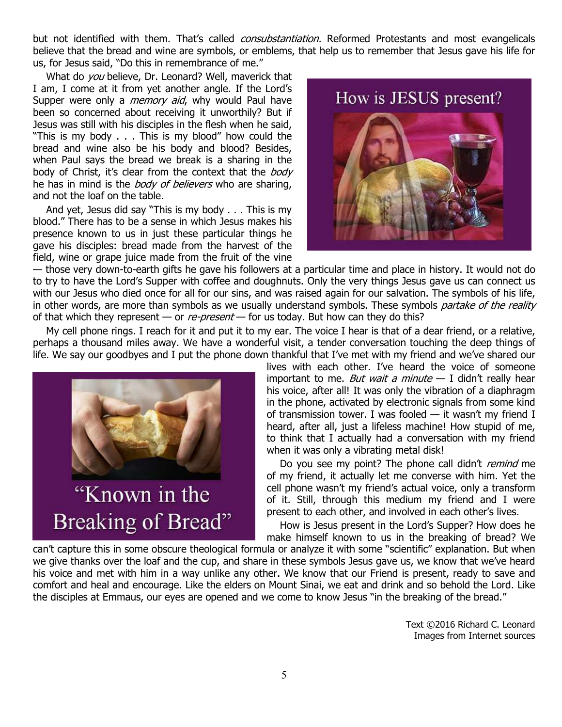but not identified with them. That's called *consubstantiation.* Reformed Protestants and most evangelicals believe that the bread and wine are symbols, or emblems, that help us to remember that Jesus gave his life for us, for Jesus said, "Do this in remembrance of me."

What do *you* believe, Dr. Leonard? Well, maverick that I am, I come at it from yet another angle. If the Lord's Supper were only a *memory aid*, why would Paul have been so concerned about receiving it unworthily? But if Jesus was still with his disciples in the flesh when he said, "This is my body . . . This is my blood" how could the bread and wine also be his body and blood? Besides, when Paul says the bread we break is a sharing in the body of Christ, it's clear from the context that the *body* he has in mind is the *body of believers* who are sharing, and not the loaf on the table.

How is JESUS present?

And yet, Jesus did say "This is my body . . . This is my blood." There has to be a sense in which Jesus makes his presence known to us in just these particular things he gave his disciples: bread made from the harvest of the field, wine or grape juice made from the fruit of the vine — those very down-to-earth gifts he gave his followers at a particular time and place in history. It would not do to try to have the Lord's Supper with coffee and doughnuts. Only the very things Jesus gave us can connect us with our Jesus who died once for all for our sins, and was raised again for our salvation. The symbols of his life, in other words, are more than symbols as we usually understand symbols. These symbols *partake of the reality* of that which they represent — or *re-present* — for us today. But how can they do this?

My cell phone rings. I reach for it and put it to my ear. The voice I hear is that of a dear friend, or a relative, perhaps a thousand miles away. We have a wonderful visit, a tender conversation touching the deep things of life. We say our goodbyes and I put the phone down thankful that I've met with my friend and we've shared our lives with each other. I've heard the voice of someone important to me. *But wait a minute* — I didn't really hear his voice, after all! It was only the vibration of a diaphragm in the phone, activated by electronic signals from some kind of transmission tower. I was fooled — it wasn't my friend I heard, after all, just a lifeless machine! How stupid of me, to think that I actually had a conversation with my friend when it was only a vibrating metal disk!

"Known in the Breaking of Bread"

Do you see my point? The phone call didn't *remind* me of my friend, it actually let me converse with him. Yet the cell phone wasn't my friend's actual voice, only a transform of it. Still, through this medium my friend and I were present to each other, and involved in each other's lives.

How is Jesus present in the Lord's Supper? How does he make himself known to us in the breaking of bread? We can't capture this in some obscure theological formula or analyze it with some "scientific" explanation. But when we give thanks over the loaf and the cup, and share in these symbols Jesus gave us, we know that we've heard his voice and met with him in a way unlike any other. We know that our Friend is present, ready to save and comfort and heal and encourage. Like the elders on Mount Sinai, we eat and drink and so behold the Lord. Like the disciples at Emmaus, our eyes are opened and we come to know Jesus "in the breaking of the bread."

Text ©2016 Richard C. Leonard
Images from Internet sources